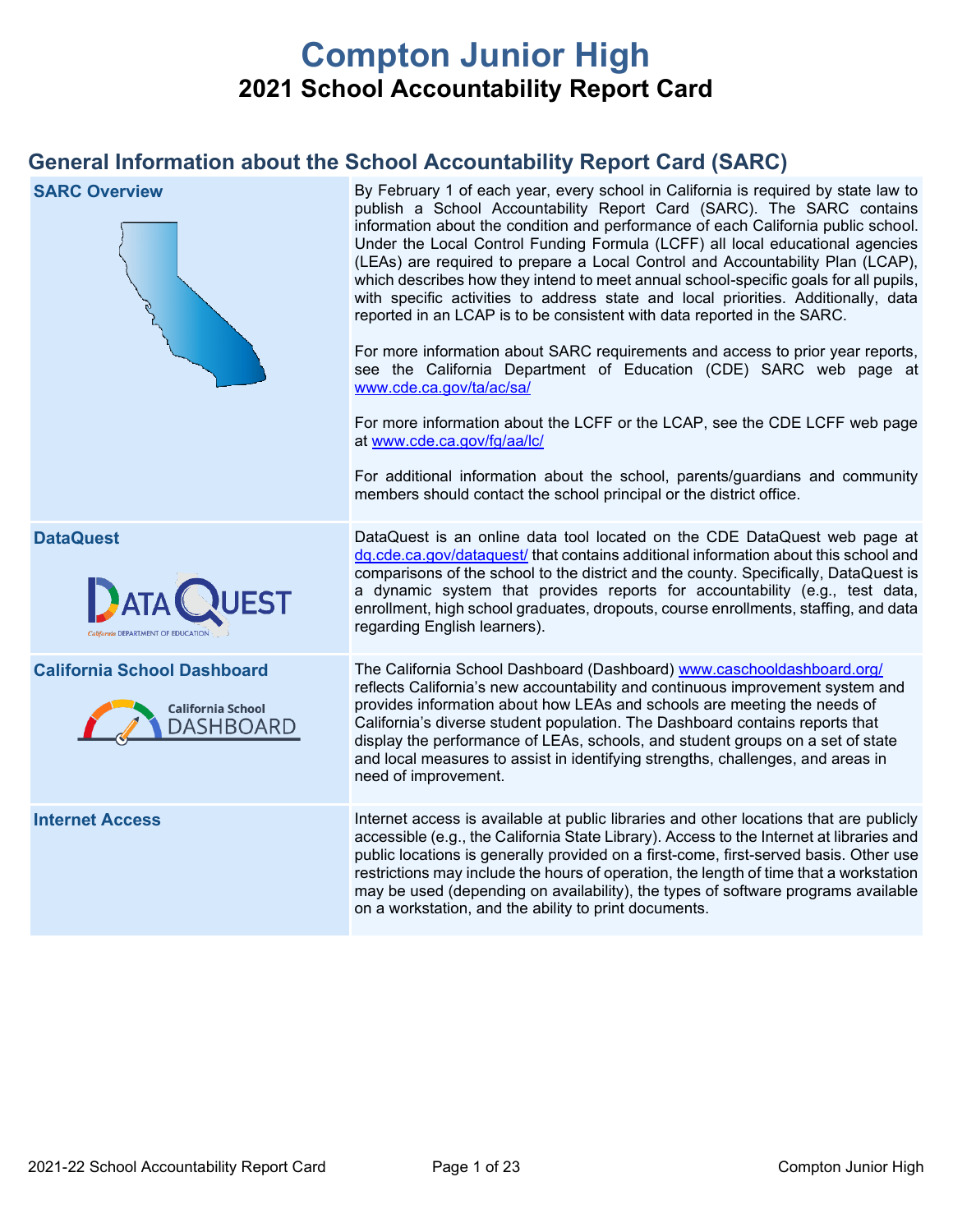# Compton Junior High

## 2021 School Accountability Report Card

## General Information about the School Accountability Report Card (SARC)

| | |
|---|---|
| **SARC Overview** | By February 1 of each year, every school in California is required by state law to publish a School Accountability Report Card (SARC). The SARC contains information about the condition and performance of each California public school. Under the Local Control Funding Formula (LCFF) all local educational agencies (LEAs) are required to prepare a Local Control and Accountability Plan (LCAP), which describes how they intend to meet annual school-specific goals for all pupils, with specific activities to address state and local priorities. Additionally, data reported in an LCAP is to be consistent with data reported in the SARC.<br><br>For more information about SARC requirements and access to prior year reports, see the California Department of Education (CDE) SARC web page at www.cde.ca.gov/ta/ac/sa/<br><br>For more information about the LCFF or the LCAP, see the CDE LCFF web page at www.cde.ca.gov/fg/aa/lc/<br><br>For additional information about the school, parents/guardians and community members should contact the school principal or the district office. |
| **DataQuest** | DataQuest is an online data tool located on the CDE DataQuest web page at dq.cde.ca.gov/dataquest/ that contains additional information about this school and comparisons of the school to the district and the county. Specifically, DataQuest is a dynamic system that provides reports for accountability (e.g., test data, enrollment, high school graduates, dropouts, course enrollments, staffing, and data regarding English learners). |
| **California School Dashboard** | The California School Dashboard (Dashboard) www.caschooldashboard.org/ reflects California's new accountability and continuous improvement system and provides information about how LEAs and schools are meeting the needs of California's diverse student population. The Dashboard contains reports that display the performance of LEAs, schools, and student groups on a set of state and local measures to assist in identifying strengths, challenges, and areas in need of improvement. |
| **Internet Access** | Internet access is available at public libraries and other locations that are publicly accessible (e.g., the California State Library). Access to the Internet at libraries and public locations is generally provided on a first-come, first-served basis. Other use restrictions may include the hours of operation, the length of time that a workstation may be used (depending on availability), the types of software programs available on a workstation, and the ability to print documents. |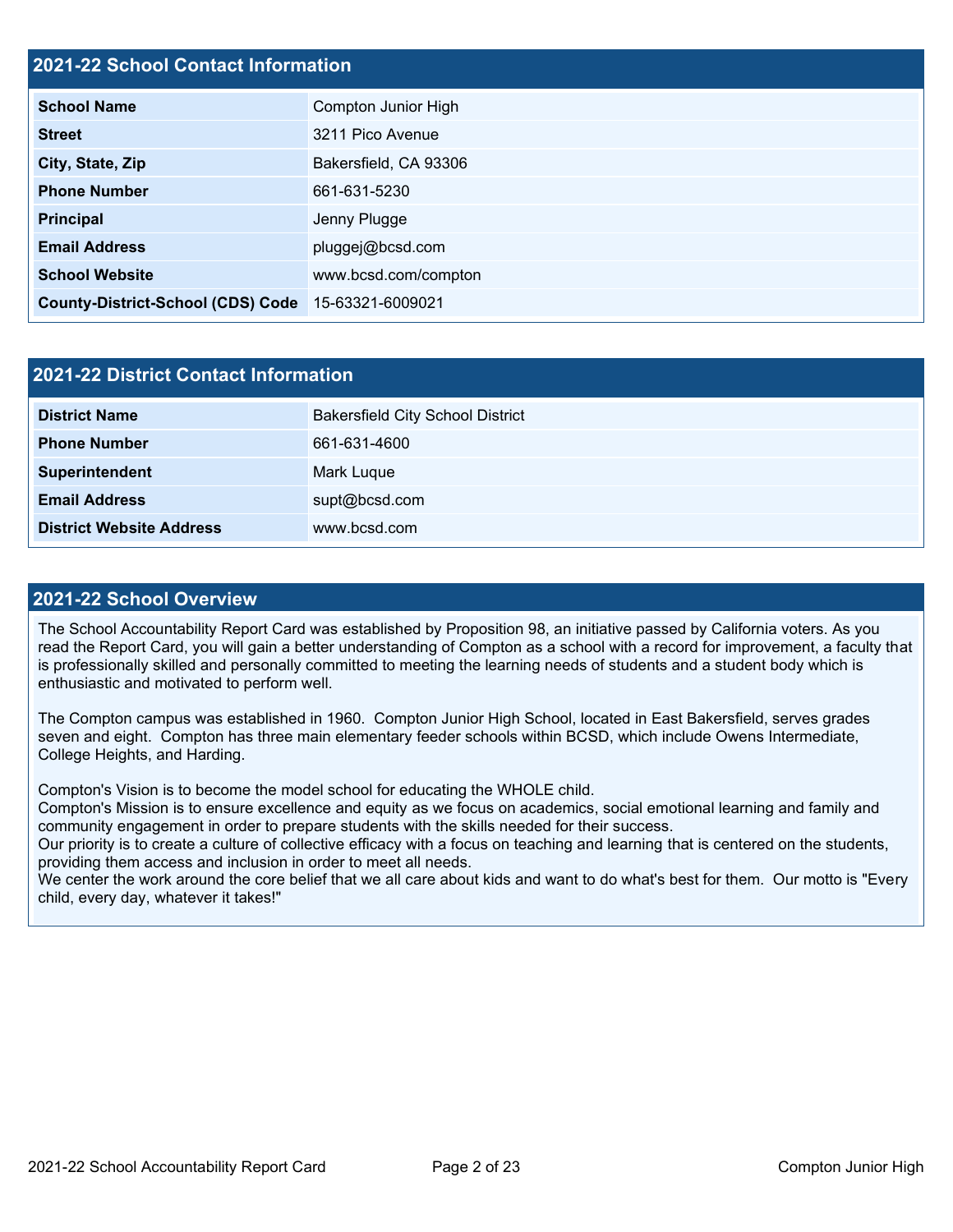## 2021-22 School Contact Information

| School Name | Compton Junior High |
|---|---|
| Street | 3211 Pico Avenue |
| City, State, Zip | Bakersfield, CA 93306 |
| Phone Number | 661-631-5230 |
| Principal | Jenny Plugge |
| Email Address | pluggej@bcsd.com |
| School Website | www.bcsd.com/compton |
| County-District-School (CDS) Code | 15-63321-6009021 |

## 2021-22 District Contact Information

| District Name | Bakersfield City School District |
|---|---|
| Phone Number | 661-631-4600 |
| Superintendent | Mark Luque |
| Email Address | supt@bcsd.com |
| District Website Address | www.bcsd.com |

## 2021-22 School Overview

The School Accountability Report Card was established by Proposition 98, an initiative passed by California voters. As you read the Report Card, you will gain a better understanding of Compton as a school with a record for improvement, a faculty that is professionally skilled and personally committed to meeting the learning needs of students and a student body which is enthusiastic and motivated to perform well.

The Compton campus was established in 1960. Compton Junior High School, located in East Bakersfield, serves grades seven and eight. Compton has three main elementary feeder schools within BCSD, which include Owens Intermediate, College Heights, and Harding.

Compton's Vision is to become the model school for educating the WHOLE child.
Compton's Mission is to ensure excellence and equity as we focus on academics, social emotional learning and family and community engagement in order to prepare students with the skills needed for their success.
Our priority is to create a culture of collective efficacy with a focus on teaching and learning that is centered on the students, providing them access and inclusion in order to meet all needs.
We center the work around the core belief that we all care about kids and want to do what's best for them. Our motto is "Every child, every day, whatever it takes!"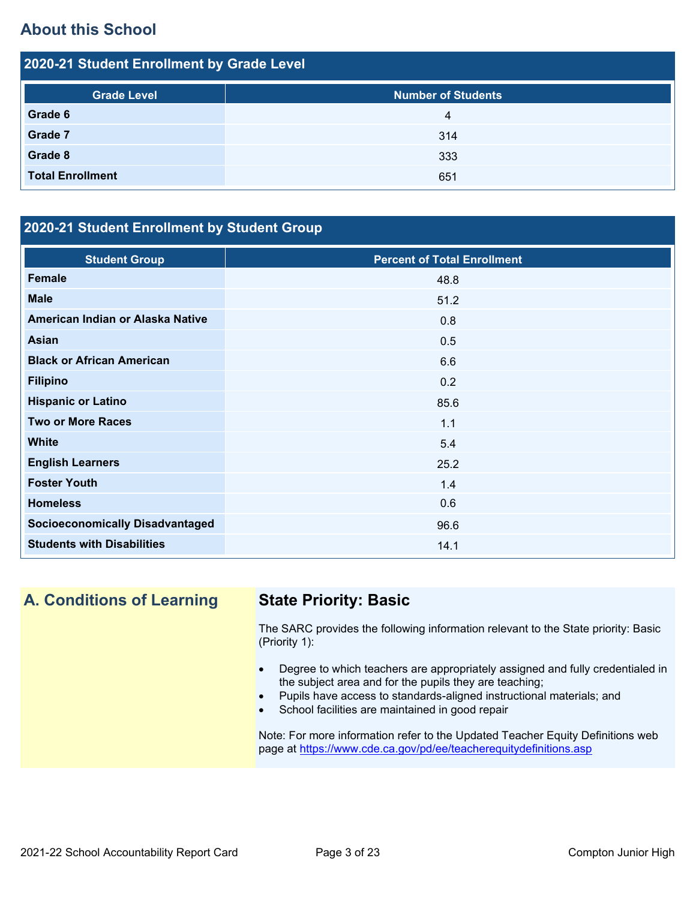## About this School

### 2020-21 Student Enrollment by Grade Level

| Grade Level | Number of Students |
|---|---|
| **Grade 6** | 4 |
| **Grade 7** | 314 |
| **Grade 8** | 333 |
| **Total Enrollment** | 651 |

### 2020-21 Student Enrollment by Student Group

| Student Group | Percent of Total Enrollment |
|---|---|
| **Female** | 48.8 |
| **Male** | 51.2 |
| **American Indian or Alaska Native** | 0.8 |
| **Asian** | 0.5 |
| **Black or African American** | 6.6 |
| **Filipino** | 0.2 |
| **Hispanic or Latino** | 85.6 |
| **Two or More Races** | 1.1 |
| **White** | 5.4 |
| **English Learners** | 25.2 |
| **Foster Youth** | 1.4 |
| **Homeless** | 0.6 |
| **Socioeconomically Disadvantaged** | 96.6 |
| **Students with Disabilities** | 14.1 |

## A. Conditions of Learning

### State Priority: Basic

The SARC provides the following information relevant to the State priority: Basic (Priority 1):

- Degree to which teachers are appropriately assigned and fully credentialed in the subject area and for the pupils they are teaching;
- Pupils have access to standards-aligned instructional materials; and
- School facilities are maintained in good repair

Note: For more information refer to the Updated Teacher Equity Definitions web page at https://www.cde.ca.gov/pd/ee/teacherequitydefinitions.asp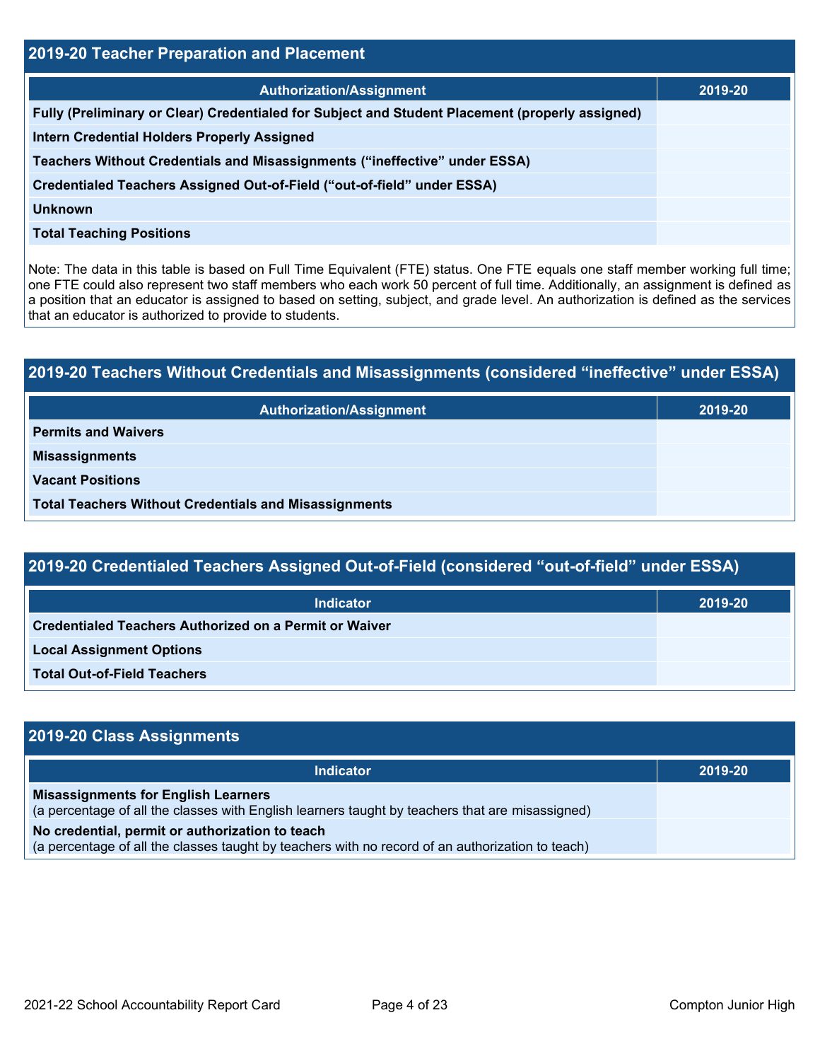## 2019-20 Teacher Preparation and Placement

| Authorization/Assignment | 2019-20 |
| --- | --- |
| Fully (Preliminary or Clear) Credentialed for Subject and Student Placement (properly assigned) | |
| Intern Credential Holders Properly Assigned | |
| Teachers Without Credentials and Misassignments (“ineffective” under ESSA) | |
| Credentialed Teachers Assigned Out-of-Field (“out-of-field” under ESSA) | |
| Unknown | |
| Total Teaching Positions | |

Note: The data in this table is based on Full Time Equivalent (FTE) status. One FTE equals one staff member working full time; one FTE could also represent two staff members who each work 50 percent of full time. Additionally, an assignment is defined as a position that an educator is assigned to based on setting, subject, and grade level. An authorization is defined as the services that an educator is authorized to provide to students.

## 2019-20 Teachers Without Credentials and Misassignments (considered “ineffective” under ESSA)

| Authorization/Assignment | 2019-20 |
| --- | --- |
| Permits and Waivers | |
| Misassignments | |
| Vacant Positions | |
| Total Teachers Without Credentials and Misassignments | |

## 2019-20 Credentialed Teachers Assigned Out-of-Field (considered “out-of-field” under ESSA)

| Indicator | 2019-20 |
| --- | --- |
| Credentialed Teachers Authorized on a Permit or Waiver | |
| Local Assignment Options | |
| Total Out-of-Field Teachers | |

## 2019-20 Class Assignments

| Indicator | 2019-20 |
| --- | --- |
| **Misassignments for English Learners** (a percentage of all the classes with English learners taught by teachers that are misassigned) | |
| **No credential, permit or authorization to teach** (a percentage of all the classes taught by teachers with no record of an authorization to teach) | |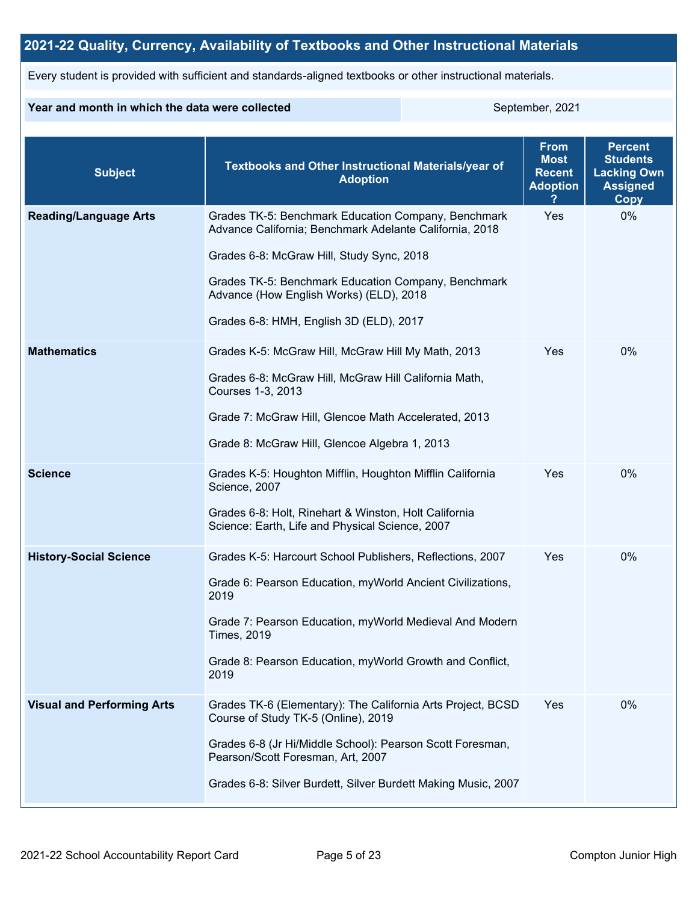## 2021-22 Quality, Currency, Availability of Textbooks and Other Instructional Materials

Every student is provided with sufficient and standards-aligned textbooks or other instructional materials.

| Year and month in which the data were collected | September, 2021 |
| --- | --- |

| Subject | Textbooks and Other Instructional Materials/year of Adoption | From Most Recent Adoption ? | Percent Students Lacking Own Assigned Copy |
| --- | --- | --- | --- |
| **Reading/Language Arts** | Grades TK-5: Benchmark Education Company, Benchmark Advance California; Benchmark Adelante California, 2018<br><br>Grades 6-8: McGraw Hill, Study Sync, 2018<br><br>Grades TK-5: Benchmark Education Company, Benchmark Advance (How English Works) (ELD), 2018<br><br>Grades 6-8: HMH, English 3D (ELD), 2017 | Yes | 0% |
| **Mathematics** | Grades K-5: McGraw Hill, McGraw Hill My Math, 2013<br><br>Grades 6-8: McGraw Hill, McGraw Hill California Math, Courses 1-3, 2013<br><br>Grade 7: McGraw Hill, Glencoe Math Accelerated, 2013<br><br>Grade 8: McGraw Hill, Glencoe Algebra 1, 2013 | Yes | 0% |
| **Science** | Grades K-5: Houghton Mifflin, Houghton Mifflin California Science, 2007<br><br>Grades 6-8: Holt, Rinehart & Winston, Holt California Science: Earth, Life and Physical Science, 2007 | Yes | 0% |
| **History-Social Science** | Grades K-5: Harcourt School Publishers, Reflections, 2007<br><br>Grade 6: Pearson Education, myWorld Ancient Civilizations, 2019<br><br>Grade 7: Pearson Education, myWorld Medieval And Modern Times, 2019<br><br>Grade 8: Pearson Education, myWorld Growth and Conflict, 2019 | Yes | 0% |
| **Visual and Performing Arts** | Grades TK-6 (Elementary): The California Arts Project, BCSD Course of Study TK-5 (Online), 2019<br><br>Grades 6-8 (Jr Hi/Middle School): Pearson Scott Foresman, Pearson/Scott Foresman, Art, 2007<br><br>Grades 6-8: Silver Burdett, Silver Burdett Making Music, 2007 | Yes | 0% |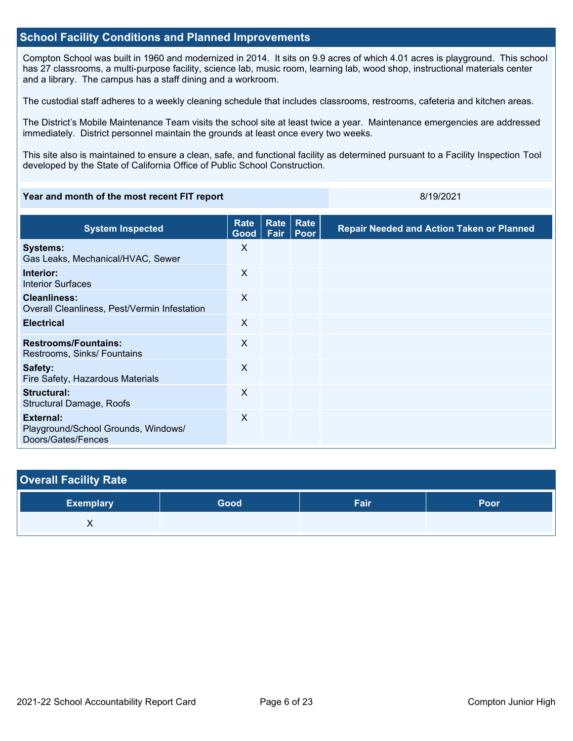## School Facility Conditions and Planned Improvements

Compton School was built in 1960 and modernized in 2014. It sits on 9.9 acres of which 4.01 acres is playground. This school has 27 classrooms, a multi-purpose facility, science lab, music room, learning lab, wood shop, instructional materials center and a library. The campus has a staff dining and a workroom.

The custodial staff adheres to a weekly cleaning schedule that includes classrooms, restrooms, cafeteria and kitchen areas.

The District's Mobile Maintenance Team visits the school site at least twice a year. Maintenance emergencies are addressed immediately. District personnel maintain the grounds at least once every two weeks.

This site also is maintained to ensure a clean, safe, and functional facility as determined pursuant to a Facility Inspection Tool developed by the State of California Office of Public School Construction.

| Year and month of the most recent FIT report | 8/19/2021 |
|---|---|

| System Inspected | Rate Good | Rate Fair | Rate Poor | Repair Needed and Action Taken or Planned |
|---|---|---|---|---|
| **Systems:** Gas Leaks, Mechanical/HVAC, Sewer | X | | | |
| **Interior:** Interior Surfaces | X | | | |
| **Cleanliness:** Overall Cleanliness, Pest/Vermin Infestation | X | | | |
| **Electrical** | X | | | |
| **Restrooms/Fountains:** Restrooms, Sinks/ Fountains | X | | | |
| **Safety:** Fire Safety, Hazardous Materials | X | | | |
| **Structural:** Structural Damage, Roofs | X | | | |
| **External:** Playground/School Grounds, Windows/ Doors/Gates/Fences | X | | | |

## Overall Facility Rate

| Exemplary | Good | Fair | Poor |
|---|---|---|---|
| X | | | |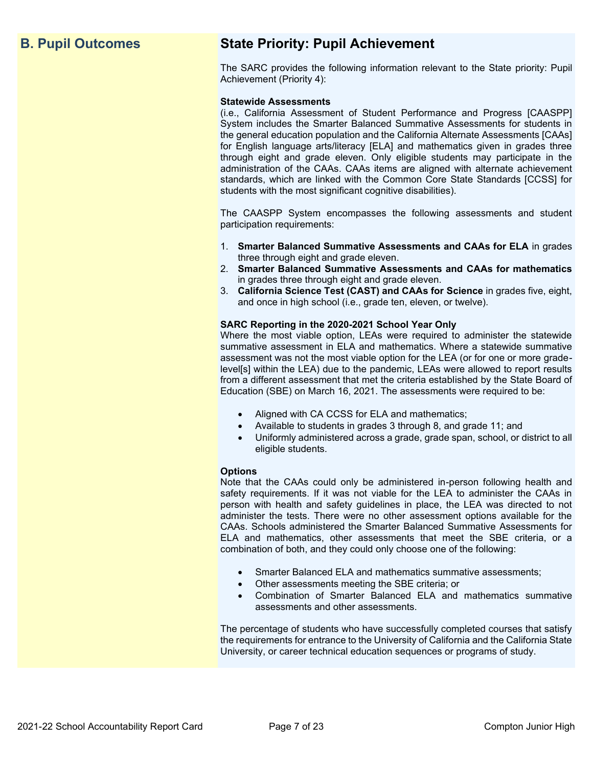## B. Pupil Outcomes

## State Priority: Pupil Achievement

The SARC provides the following information relevant to the State priority: Pupil Achievement (Priority 4):

**Statewide Assessments**
(i.e., California Assessment of Student Performance and Progress [CAASPP] System includes the Smarter Balanced Summative Assessments for students in the general education population and the California Alternate Assessments [CAAs] for English language arts/literacy [ELA] and mathematics given in grades three through eight and grade eleven. Only eligible students may participate in the administration of the CAAs. CAAs items are aligned with alternate achievement standards, which are linked with the Common Core State Standards [CCSS] for students with the most significant cognitive disabilities).

The CAASPP System encompasses the following assessments and student participation requirements:

1. **Smarter Balanced Summative Assessments and CAAs for ELA** in grades three through eight and grade eleven.
2. **Smarter Balanced Summative Assessments and CAAs for mathematics** in grades three through eight and grade eleven.
3. **California Science Test (CAST) and CAAs for Science** in grades five, eight, and once in high school (i.e., grade ten, eleven, or twelve).

**SARC Reporting in the 2020-2021 School Year Only**
Where the most viable option, LEAs were required to administer the statewide summative assessment in ELA and mathematics. Where a statewide summative assessment was not the most viable option for the LEA (or for one or more grade-level[s] within the LEA) due to the pandemic, LEAs were allowed to report results from a different assessment that met the criteria established by the State Board of Education (SBE) on March 16, 2021. The assessments were required to be:

- Aligned with CA CCSS for ELA and mathematics;
- Available to students in grades 3 through 8, and grade 11; and
- Uniformly administered across a grade, grade span, school, or district to all eligible students.

**Options**
Note that the CAAs could only be administered in-person following health and safety requirements. If it was not viable for the LEA to administer the CAAs in person with health and safety guidelines in place, the LEA was directed to not administer the tests. There were no other assessment options available for the CAAs. Schools administered the Smarter Balanced Summative Assessments for ELA and mathematics, other assessments that meet the SBE criteria, or a combination of both, and they could only choose one of the following:

- Smarter Balanced ELA and mathematics summative assessments;
- Other assessments meeting the SBE criteria; or
- Combination of Smarter Balanced ELA and mathematics summative assessments and other assessments.

The percentage of students who have successfully completed courses that satisfy the requirements for entrance to the University of California and the California State University, or career technical education sequences or programs of study.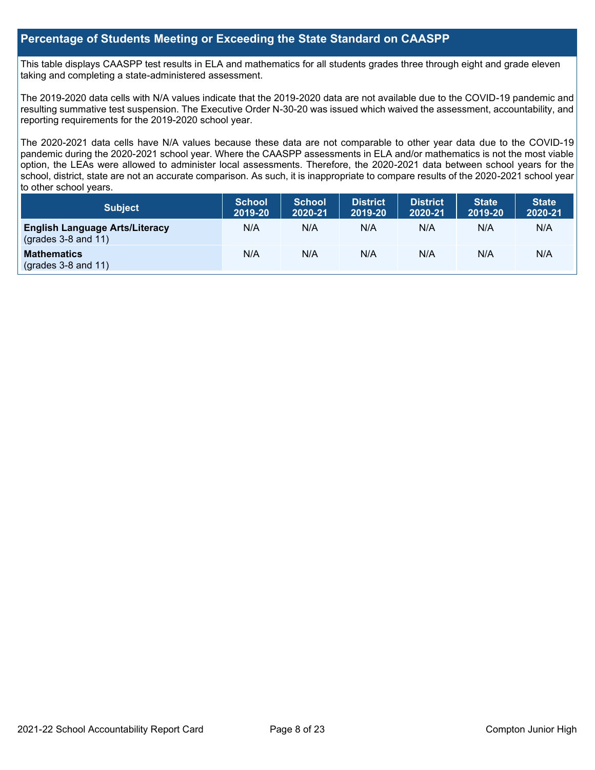## Percentage of Students Meeting or Exceeding the State Standard on CAASPP

This table displays CAASPP test results in ELA and mathematics for all students grades three through eight and grade eleven taking and completing a state-administered assessment.

The 2019-2020 data cells with N/A values indicate that the 2019-2020 data are not available due to the COVID-19 pandemic and resulting summative test suspension. The Executive Order N-30-20 was issued which waived the assessment, accountability, and reporting requirements for the 2019-2020 school year.

The 2020-2021 data cells have N/A values because these data are not comparable to other year data due to the COVID-19 pandemic during the 2020-2021 school year. Where the CAASPP assessments in ELA and/or mathematics is not the most viable option, the LEAs were allowed to administer local assessments. Therefore, the 2020-2021 data between school years for the school, district, state are not an accurate comparison. As such, it is inappropriate to compare results of the 2020-2021 school year to other school years.

| Subject | School 2019-20 | School 2020-21 | District 2019-20 | District 2020-21 | State 2019-20 | State 2020-21 |
|---|---|---|---|---|---|---|
| **English Language Arts/Literacy** (grades 3-8 and 11) | N/A | N/A | N/A | N/A | N/A | N/A |
| **Mathematics** (grades 3-8 and 11) | N/A | N/A | N/A | N/A | N/A | N/A |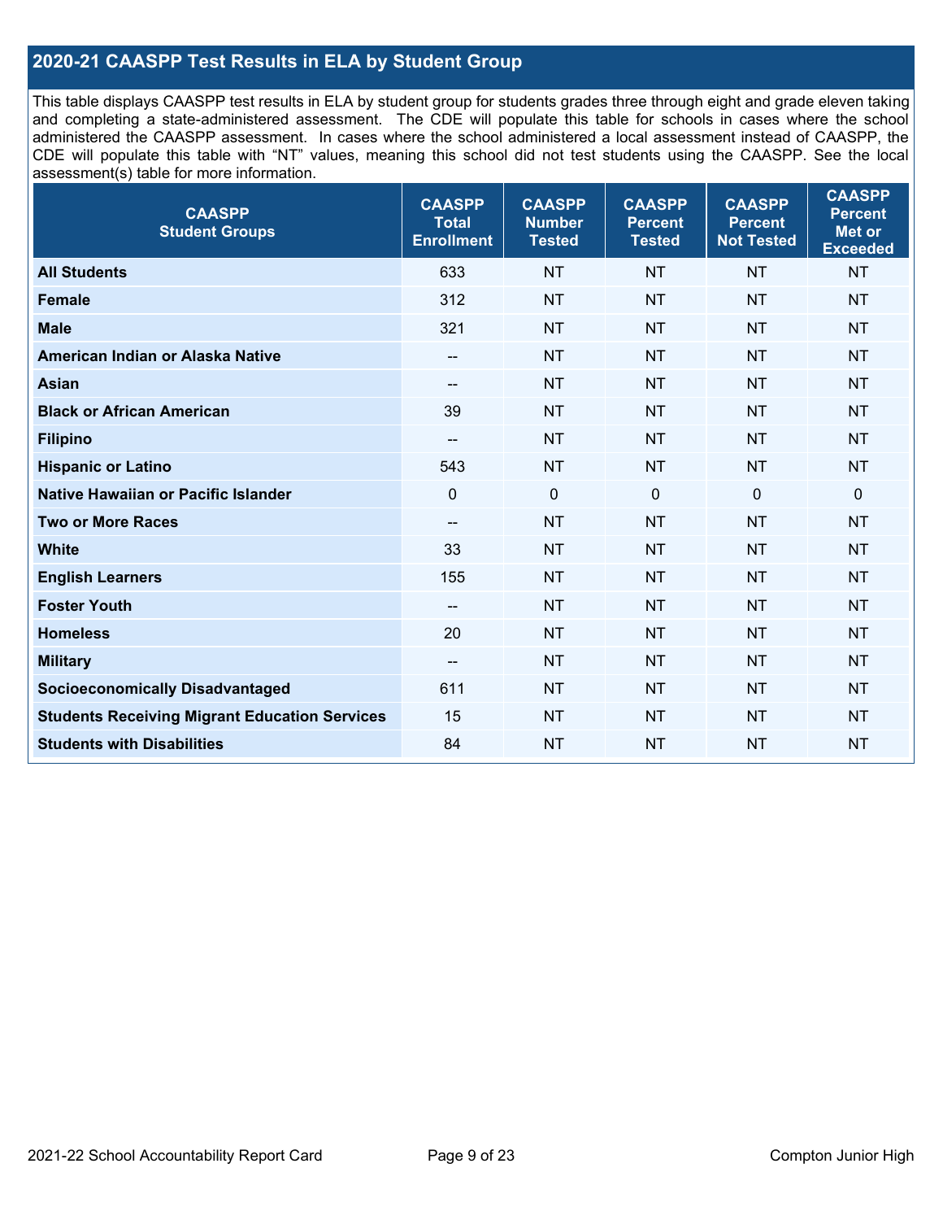## 2020-21 CAASPP Test Results in ELA by Student Group

This table displays CAASPP test results in ELA by student group for students grades three through eight and grade eleven taking and completing a state-administered assessment. The CDE will populate this table for schools in cases where the school administered the CAASPP assessment. In cases where the school administered a local assessment instead of CAASPP, the CDE will populate this table with "NT" values, meaning this school did not test students using the CAASPP. See the local assessment(s) table for more information.

| CAASPP Student Groups | CAASPP Total Enrollment | CAASPP Number Tested | CAASPP Percent Tested | CAASPP Percent Not Tested | CAASPP Percent Met or Exceeded |
|---|---|---|---|---|---|
| **All Students** | 633 | NT | NT | NT | NT |
| **Female** | 312 | NT | NT | NT | NT |
| **Male** | 321 | NT | NT | NT | NT |
| **American Indian or Alaska Native** | -- | NT | NT | NT | NT |
| **Asian** | -- | NT | NT | NT | NT |
| **Black or African American** | 39 | NT | NT | NT | NT |
| **Filipino** | -- | NT | NT | NT | NT |
| **Hispanic or Latino** | 543 | NT | NT | NT | NT |
| **Native Hawaiian or Pacific Islander** | 0 | 0 | 0 | 0 | 0 |
| **Two or More Races** | -- | NT | NT | NT | NT |
| **White** | 33 | NT | NT | NT | NT |
| **English Learners** | 155 | NT | NT | NT | NT |
| **Foster Youth** | -- | NT | NT | NT | NT |
| **Homeless** | 20 | NT | NT | NT | NT |
| **Military** | -- | NT | NT | NT | NT |
| **Socioeconomically Disadvantaged** | 611 | NT | NT | NT | NT |
| **Students Receiving Migrant Education Services** | 15 | NT | NT | NT | NT |
| **Students with Disabilities** | 84 | NT | NT | NT | NT |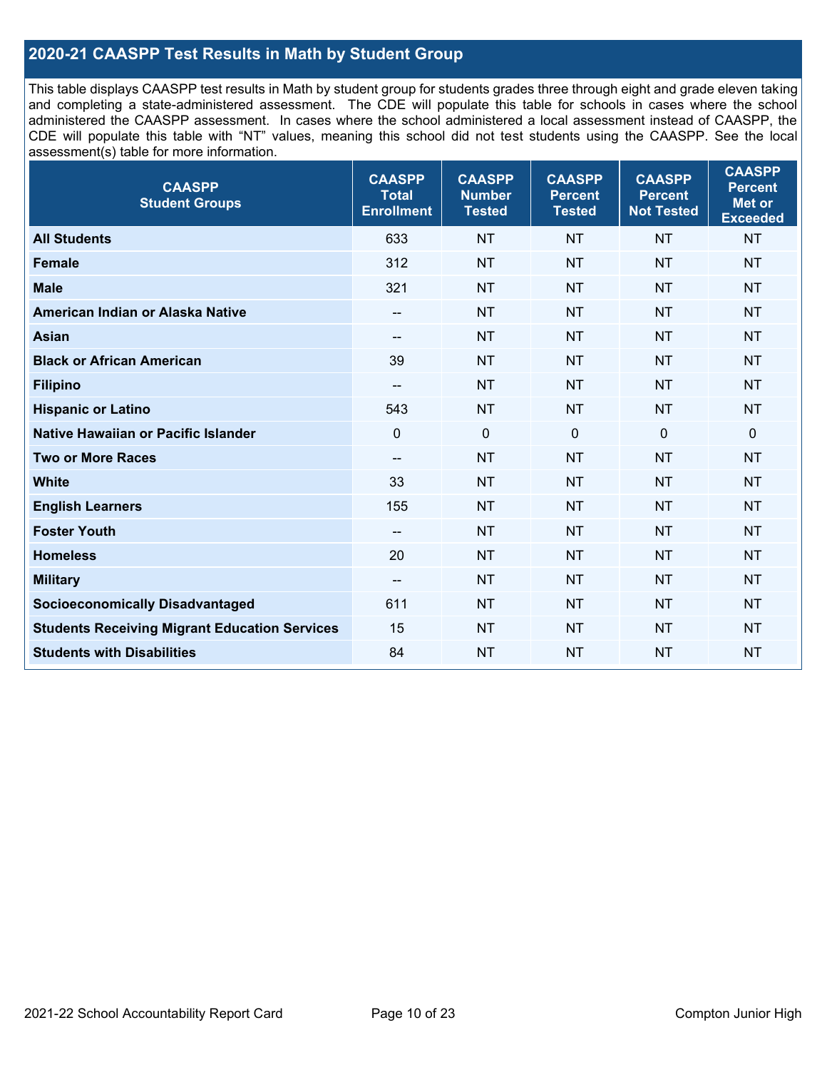## 2020-21 CAASPP Test Results in Math by Student Group

This table displays CAASPP test results in Math by student group for students grades three through eight and grade eleven taking and completing a state-administered assessment. The CDE will populate this table for schools in cases where the school administered the CAASPP assessment. In cases where the school administered a local assessment instead of CAASPP, the CDE will populate this table with "NT" values, meaning this school did not test students using the CAASPP. See the local assessment(s) table for more information.

| CAASPP Student Groups | CAASPP Total Enrollment | CAASPP Number Tested | CAASPP Percent Tested | CAASPP Percent Not Tested | CAASPP Percent Met or Exceeded |
|---|---|---|---|---|---|
| **All Students** | 633 | NT | NT | NT | NT |
| **Female** | 312 | NT | NT | NT | NT |
| **Male** | 321 | NT | NT | NT | NT |
| **American Indian or Alaska Native** | -- | NT | NT | NT | NT |
| **Asian** | -- | NT | NT | NT | NT |
| **Black or African American** | 39 | NT | NT | NT | NT |
| **Filipino** | -- | NT | NT | NT | NT |
| **Hispanic or Latino** | 543 | NT | NT | NT | NT |
| **Native Hawaiian or Pacific Islander** | 0 | 0 | 0 | 0 | 0 |
| **Two or More Races** | -- | NT | NT | NT | NT |
| **White** | 33 | NT | NT | NT | NT |
| **English Learners** | 155 | NT | NT | NT | NT |
| **Foster Youth** | -- | NT | NT | NT | NT |
| **Homeless** | 20 | NT | NT | NT | NT |
| **Military** | -- | NT | NT | NT | NT |
| **Socioeconomically Disadvantaged** | 611 | NT | NT | NT | NT |
| **Students Receiving Migrant Education Services** | 15 | NT | NT | NT | NT |
| **Students with Disabilities** | 84 | NT | NT | NT | NT |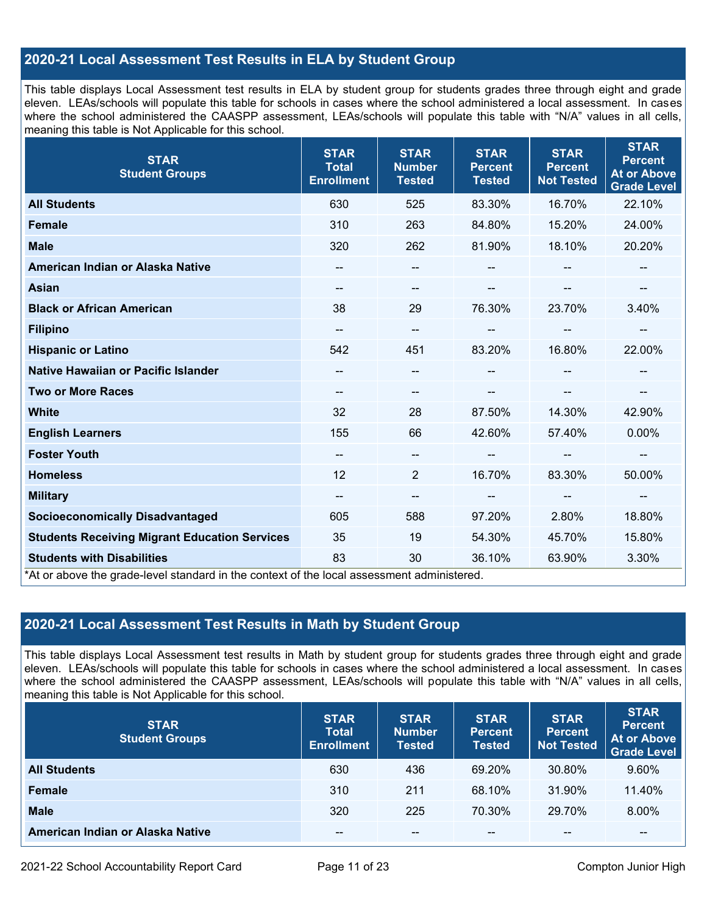## 2020-21 Local Assessment Test Results in ELA by Student Group

This table displays Local Assessment test results in ELA by student group for students grades three through eight and grade eleven. LEAs/schools will populate this table for schools in cases where the school administered a local assessment. In cases where the school administered the CAASPP assessment, LEAs/schools will populate this table with "N/A" values in all cells, meaning this table is Not Applicable for this school.

| STAR Student Groups | STAR Total Enrollment | STAR Number Tested | STAR Percent Tested | STAR Percent Not Tested | STAR Percent At or Above Grade Level |
|---|---|---|---|---|---|
| **All Students** | 630 | 525 | 83.30% | 16.70% | 22.10% |
| **Female** | 310 | 263 | 84.80% | 15.20% | 24.00% |
| **Male** | 320 | 262 | 81.90% | 18.10% | 20.20% |
| **American Indian or Alaska Native** | -- | -- | -- | -- | -- |
| **Asian** | -- | -- | -- | -- | -- |
| **Black or African American** | 38 | 29 | 76.30% | 23.70% | 3.40% |
| **Filipino** | -- | -- | -- | -- | -- |
| **Hispanic or Latino** | 542 | 451 | 83.20% | 16.80% | 22.00% |
| **Native Hawaiian or Pacific Islander** | -- | -- | -- | -- | -- |
| **Two or More Races** | -- | -- | -- | -- | -- |
| **White** | 32 | 28 | 87.50% | 14.30% | 42.90% |
| **English Learners** | 155 | 66 | 42.60% | 57.40% | 0.00% |
| **Foster Youth** | -- | -- | -- | -- | -- |
| **Homeless** | 12 | 2 | 16.70% | 83.30% | 50.00% |
| **Military** | -- | -- | -- | -- | -- |
| **Socioeconomically Disadvantaged** | 605 | 588 | 97.20% | 2.80% | 18.80% |
| **Students Receiving Migrant Education Services** | 35 | 19 | 54.30% | 45.70% | 15.80% |
| **Students with Disabilities** | 83 | 30 | 36.10% | 63.90% | 3.30% |

*At or above the grade-level standard in the context of the local assessment administered.

## 2020-21 Local Assessment Test Results in Math by Student Group

This table displays Local Assessment test results in Math by student group for students grades three through eight and grade eleven. LEAs/schools will populate this table for schools in cases where the school administered a local assessment. In cases where the school administered the CAASPP assessment, LEAs/schools will populate this table with "N/A" values in all cells, meaning this table is Not Applicable for this school.

| STAR Student Groups | STAR Total Enrollment | STAR Number Tested | STAR Percent Tested | STAR Percent Not Tested | STAR Percent At or Above Grade Level |
|---|---|---|---|---|---|
| **All Students** | 630 | 436 | 69.20% | 30.80% | 9.60% |
| **Female** | 310 | 211 | 68.10% | 31.90% | 11.40% |
| **Male** | 320 | 225 | 70.30% | 29.70% | 8.00% |
| **American Indian or Alaska Native** | -- | -- | -- | -- | -- |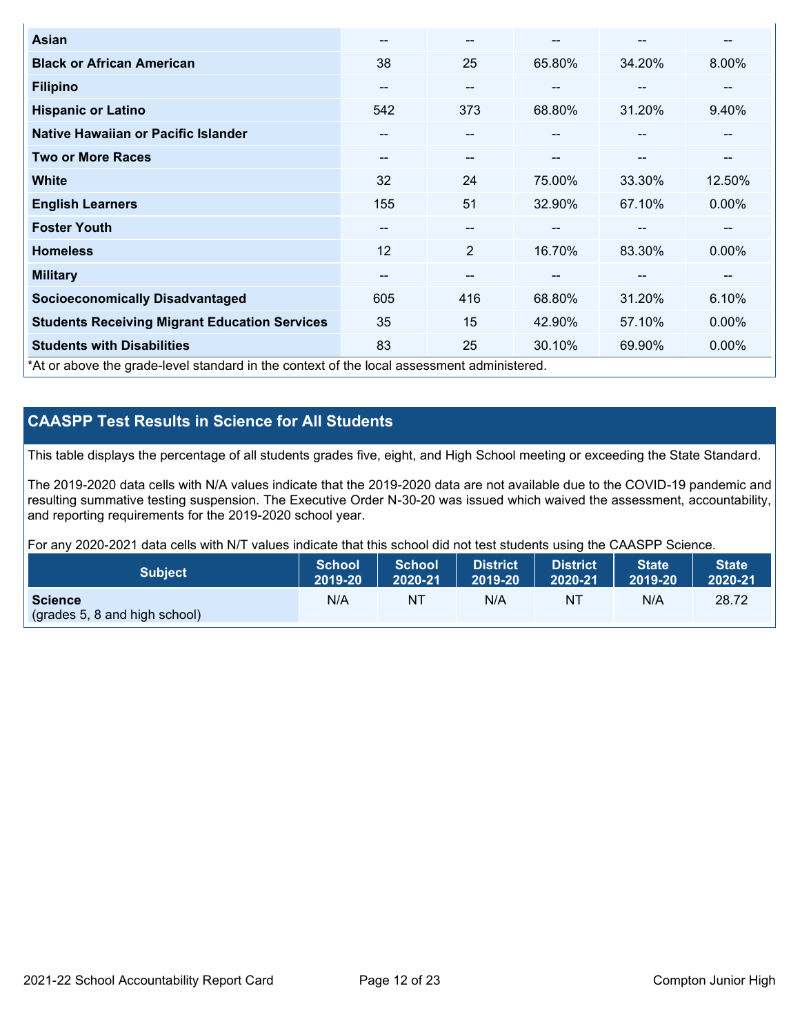| Asian | -- | -- | -- | -- | -- |
|---|---|---|---|---|---|
| **Black or African American** | 38 | 25 | 65.80% | 34.20% | 8.00% |
| **Filipino** | -- | -- | -- | -- | -- |
| **Hispanic or Latino** | 542 | 373 | 68.80% | 31.20% | 9.40% |
| **Native Hawaiian or Pacific Islander** | -- | -- | -- | -- | -- |
| **Two or More Races** | -- | -- | -- | -- | -- |
| **White** | 32 | 24 | 75.00% | 33.30% | 12.50% |
| **English Learners** | 155 | 51 | 32.90% | 67.10% | 0.00% |
| **Foster Youth** | -- | -- | -- | -- | -- |
| **Homeless** | 12 | 2 | 16.70% | 83.30% | 0.00% |
| **Military** | -- | -- | -- | -- | -- |
| **Socioeconomically Disadvantaged** | 605 | 416 | 68.80% | 31.20% | 6.10% |
| **Students Receiving Migrant Education Services** | 35 | 15 | 42.90% | 57.10% | 0.00% |
| **Students with Disabilities** | 83 | 25 | 30.10% | 69.90% | 0.00% |

*At or above the grade-level standard in the context of the local assessment administered.

## CAASPP Test Results in Science for All Students

This table displays the percentage of all students grades five, eight, and High School meeting or exceeding the State Standard.

The 2019-2020 data cells with N/A values indicate that the 2019-2020 data are not available due to the COVID-19 pandemic and resulting summative testing suspension. The Executive Order N-30-20 was issued which waived the assessment, accountability, and reporting requirements for the 2019-2020 school year.

For any 2020-2021 data cells with N/T values indicate that this school did not test students using the CAASPP Science.

| Subject | School 2019-20 | School 2020-21 | District 2019-20 | District 2020-21 | State 2019-20 | State 2020-21 |
|---|---|---|---|---|---|---|
| **Science** (grades 5, 8 and high school) | N/A | NT | N/A | NT | N/A | 28.72 |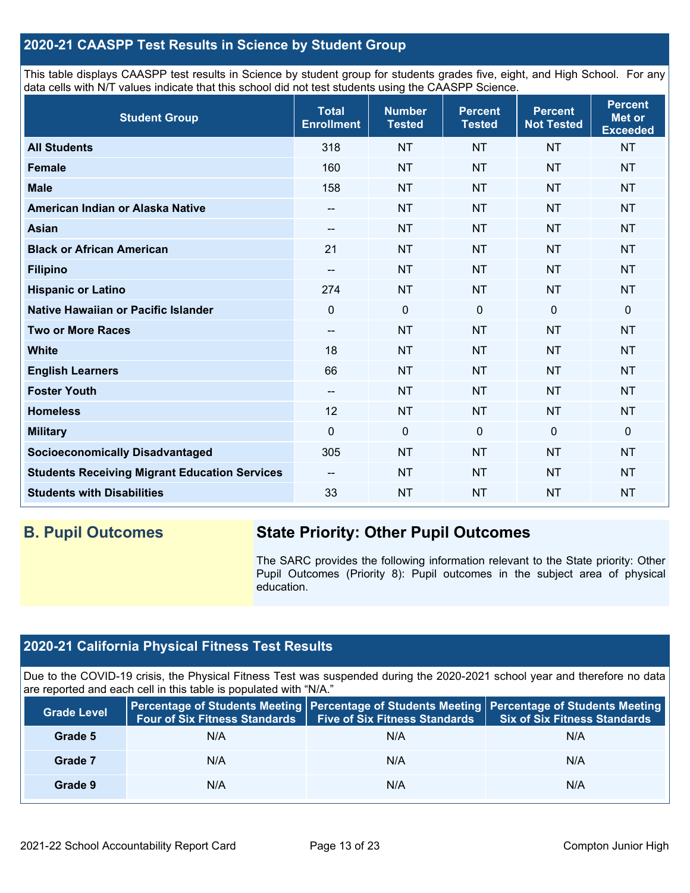## 2020-21 CAASPP Test Results in Science by Student Group

This table displays CAASPP test results in Science by student group for students grades five, eight, and High School. For any data cells with N/T values indicate that this school did not test students using the CAASPP Science.

| Student Group | Total Enrollment | Number Tested | Percent Tested | Percent Not Tested | Percent Met or Exceeded |
|---|---|---|---|---|---|
| **All Students** | 318 | NT | NT | NT | NT |
| **Female** | 160 | NT | NT | NT | NT |
| **Male** | 158 | NT | NT | NT | NT |
| **American Indian or Alaska Native** | -- | NT | NT | NT | NT |
| **Asian** | -- | NT | NT | NT | NT |
| **Black or African American** | 21 | NT | NT | NT | NT |
| **Filipino** | -- | NT | NT | NT | NT |
| **Hispanic or Latino** | 274 | NT | NT | NT | NT |
| **Native Hawaiian or Pacific Islander** | 0 | 0 | 0 | 0 | 0 |
| **Two or More Races** | -- | NT | NT | NT | NT |
| **White** | 18 | NT | NT | NT | NT |
| **English Learners** | 66 | NT | NT | NT | NT |
| **Foster Youth** | -- | NT | NT | NT | NT |
| **Homeless** | 12 | NT | NT | NT | NT |
| **Military** | 0 | 0 | 0 | 0 | 0 |
| **Socioeconomically Disadvantaged** | 305 | NT | NT | NT | NT |
| **Students Receiving Migrant Education Services** | -- | NT | NT | NT | NT |
| **Students with Disabilities** | 33 | NT | NT | NT | NT |

## B. Pupil Outcomes

## State Priority: Other Pupil Outcomes

The SARC provides the following information relevant to the State priority: Other Pupil Outcomes (Priority 8): Pupil outcomes in the subject area of physical education.

## 2020-21 California Physical Fitness Test Results

Due to the COVID-19 crisis, the Physical Fitness Test was suspended during the 2020-2021 school year and therefore no data are reported and each cell in this table is populated with "N/A."

| Grade Level | Percentage of Students Meeting Four of Six Fitness Standards | Percentage of Students Meeting Five of Six Fitness Standards | Percentage of Students Meeting Six of Six Fitness Standards |
|---|---|---|---|
| **Grade 5** | N/A | N/A | N/A |
| **Grade 7** | N/A | N/A | N/A |
| **Grade 9** | N/A | N/A | N/A |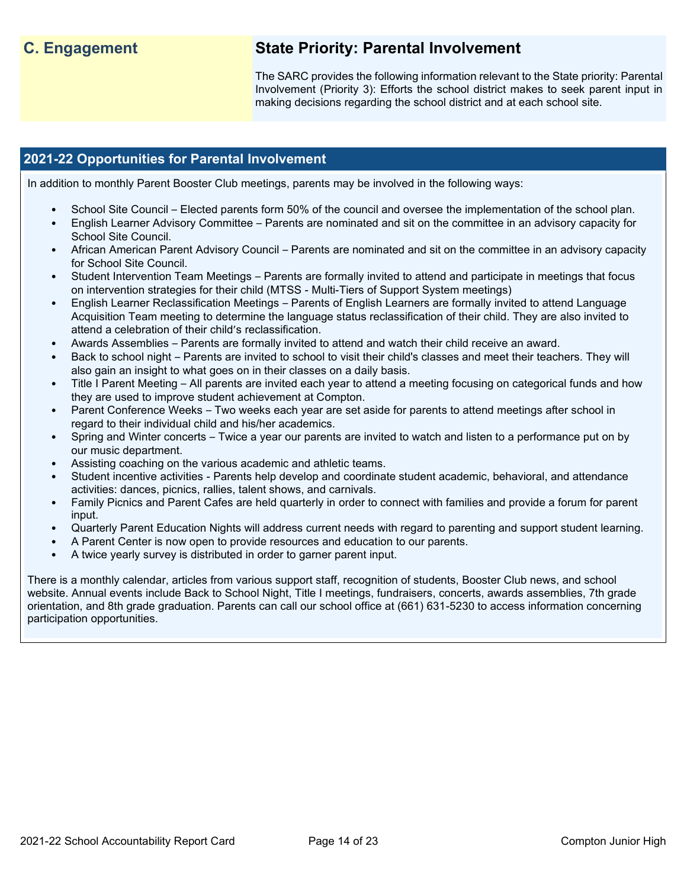## C. Engagement

## State Priority: Parental Involvement

The SARC provides the following information relevant to the State priority: Parental Involvement (Priority 3): Efforts the school district makes to seek parent input in making decisions regarding the school district and at each school site.

### 2021-22 Opportunities for Parental Involvement

In addition to monthly Parent Booster Club meetings, parents may be involved in the following ways:

- School Site Council – Elected parents form 50% of the council and oversee the implementation of the school plan.
- English Learner Advisory Committee – Parents are nominated and sit on the committee in an advisory capacity for School Site Council.
- African American Parent Advisory Council – Parents are nominated and sit on the committee in an advisory capacity for School Site Council.
- Student Intervention Team Meetings – Parents are formally invited to attend and participate in meetings that focus on intervention strategies for their child (MTSS - Multi-Tiers of Support System meetings)
- English Learner Reclassification Meetings – Parents of English Learners are formally invited to attend Language Acquisition Team meeting to determine the language status reclassification of their child. They are also invited to attend a celebration of their child's reclassification.
- Awards Assemblies – Parents are formally invited to attend and watch their child receive an award.
- Back to school night – Parents are invited to school to visit their child's classes and meet their teachers. They will also gain an insight to what goes on in their classes on a daily basis.
- Title I Parent Meeting – All parents are invited each year to attend a meeting focusing on categorical funds and how they are used to improve student achievement at Compton.
- Parent Conference Weeks – Two weeks each year are set aside for parents to attend meetings after school in regard to their individual child and his/her academics.
- Spring and Winter concerts – Twice a year our parents are invited to watch and listen to a performance put on by our music department.
- Assisting coaching on the various academic and athletic teams.
- Student incentive activities - Parents help develop and coordinate student academic, behavioral, and attendance activities: dances, picnics, rallies, talent shows, and carnivals.
- Family Picnics and Parent Cafes are held quarterly in order to connect with families and provide a forum for parent input.
- Quarterly Parent Education Nights will address current needs with regard to parenting and support student learning.
- A Parent Center is now open to provide resources and education to our parents.
- A twice yearly survey is distributed in order to garner parent input.

There is a monthly calendar, articles from various support staff, recognition of students, Booster Club news, and school website. Annual events include Back to School Night, Title I meetings, fundraisers, concerts, awards assemblies, 7th grade orientation, and 8th grade graduation. Parents can call our school office at (661) 631-5230 to access information concerning participation opportunities.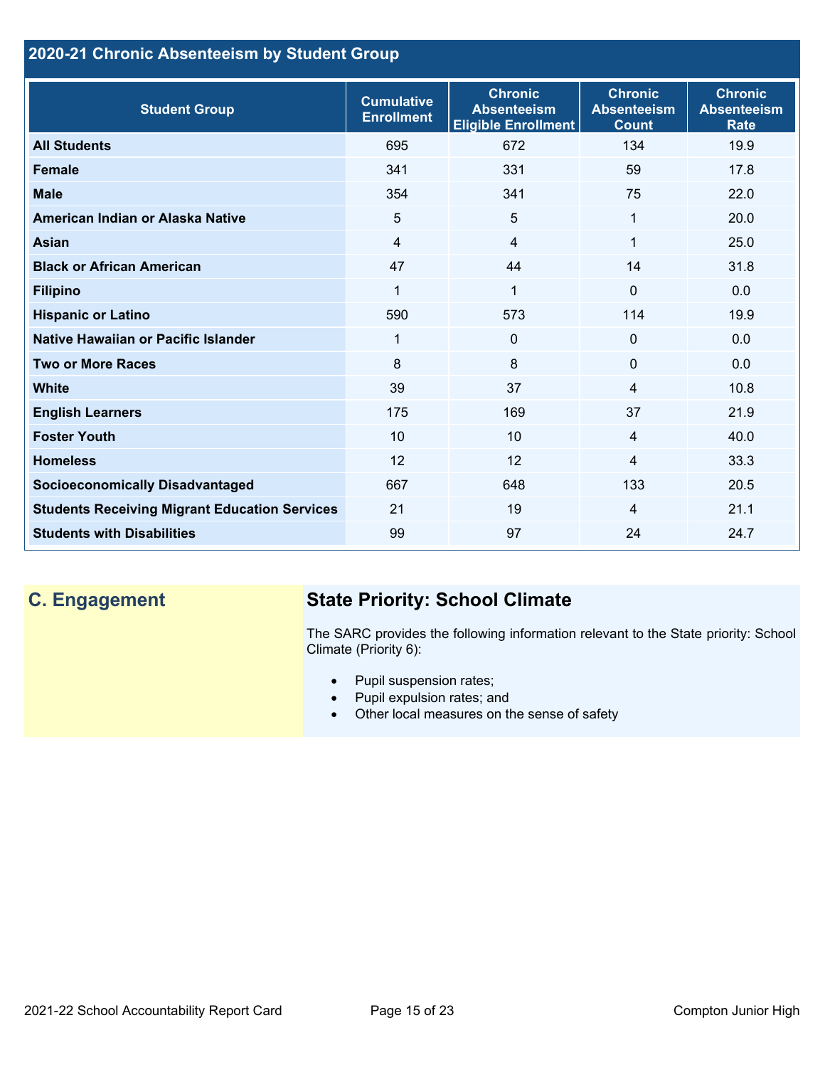## 2020-21 Chronic Absenteeism by Student Group

| Student Group | Cumulative Enrollment | Chronic Absenteeism Eligible Enrollment | Chronic Absenteeism Count | Chronic Absenteeism Rate |
|---|---|---|---|---|
| All Students | 695 | 672 | 134 | 19.9 |
| Female | 341 | 331 | 59 | 17.8 |
| Male | 354 | 341 | 75 | 22.0 |
| American Indian or Alaska Native | 5 | 5 | 1 | 20.0 |
| Asian | 4 | 4 | 1 | 25.0 |
| Black or African American | 47 | 44 | 14 | 31.8 |
| Filipino | 1 | 1 | 0 | 0.0 |
| Hispanic or Latino | 590 | 573 | 114 | 19.9 |
| Native Hawaiian or Pacific Islander | 1 | 0 | 0 | 0.0 |
| Two or More Races | 8 | 8 | 0 | 0.0 |
| White | 39 | 37 | 4 | 10.8 |
| English Learners | 175 | 169 | 37 | 21.9 |
| Foster Youth | 10 | 10 | 4 | 40.0 |
| Homeless | 12 | 12 | 4 | 33.3 |
| Socioeconomically Disadvantaged | 667 | 648 | 133 | 20.5 |
| Students Receiving Migrant Education Services | 21 | 19 | 4 | 21.1 |
| Students with Disabilities | 99 | 97 | 24 | 24.7 |

## C. Engagement

### State Priority: School Climate

The SARC provides the following information relevant to the State priority: School Climate (Priority 6):

- Pupil suspension rates;
- Pupil expulsion rates; and
- Other local measures on the sense of safety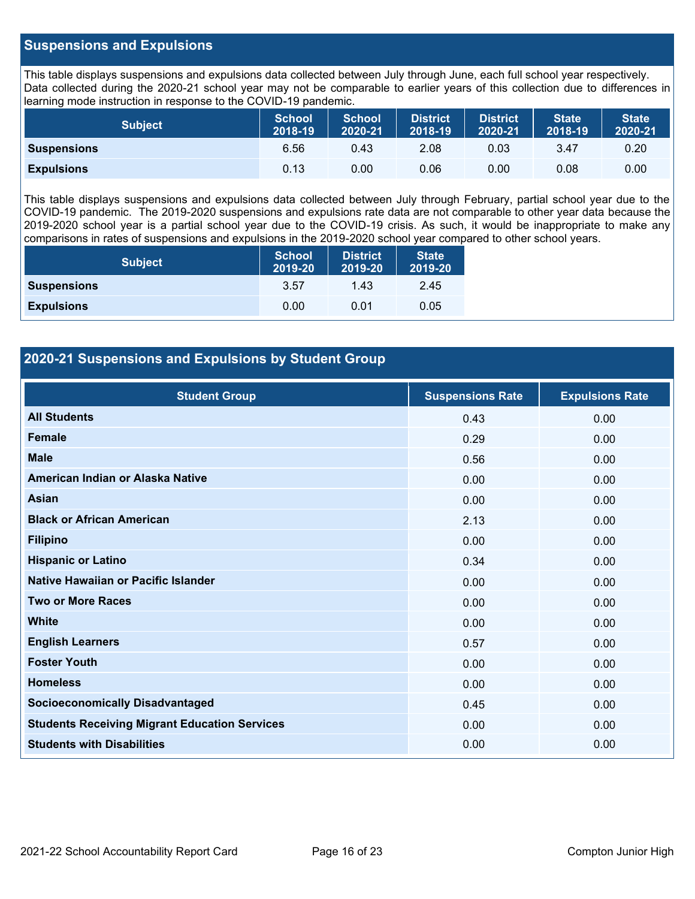## Suspensions and Expulsions

This table displays suspensions and expulsions data collected between July through June, each full school year respectively. Data collected during the 2020-21 school year may not be comparable to earlier years of this collection due to differences in learning mode instruction in response to the COVID-19 pandemic.

| Subject | School 2018-19 | School 2020-21 | District 2018-19 | District 2020-21 | State 2018-19 | State 2020-21 |
|---|---|---|---|---|---|---|
| Suspensions | 6.56 | 0.43 | 2.08 | 0.03 | 3.47 | 0.20 |
| Expulsions | 0.13 | 0.00 | 0.06 | 0.00 | 0.08 | 0.00 |

This table displays suspensions and expulsions data collected between July through February, partial school year due to the COVID-19 pandemic. The 2019-2020 suspensions and expulsions rate data are not comparable to other year data because the 2019-2020 school year is a partial school year due to the COVID-19 crisis. As such, it would be inappropriate to make any comparisons in rates of suspensions and expulsions in the 2019-2020 school year compared to other school years.

| Subject | School 2019-20 | District 2019-20 | State 2019-20 |
|---|---|---|---|
| Suspensions | 3.57 | 1.43 | 2.45 |
| Expulsions | 0.00 | 0.01 | 0.05 |

## 2020-21 Suspensions and Expulsions by Student Group

| Student Group | Suspensions Rate | Expulsions Rate |
|---|---|---|
| All Students | 0.43 | 0.00 |
| Female | 0.29 | 0.00 |
| Male | 0.56 | 0.00 |
| American Indian or Alaska Native | 0.00 | 0.00 |
| Asian | 0.00 | 0.00 |
| Black or African American | 2.13 | 0.00 |
| Filipino | 0.00 | 0.00 |
| Hispanic or Latino | 0.34 | 0.00 |
| Native Hawaiian or Pacific Islander | 0.00 | 0.00 |
| Two or More Races | 0.00 | 0.00 |
| White | 0.00 | 0.00 |
| English Learners | 0.57 | 0.00 |
| Foster Youth | 0.00 | 0.00 |
| Homeless | 0.00 | 0.00 |
| Socioeconomically Disadvantaged | 0.45 | 0.00 |
| Students Receiving Migrant Education Services | 0.00 | 0.00 |
| Students with Disabilities | 0.00 | 0.00 |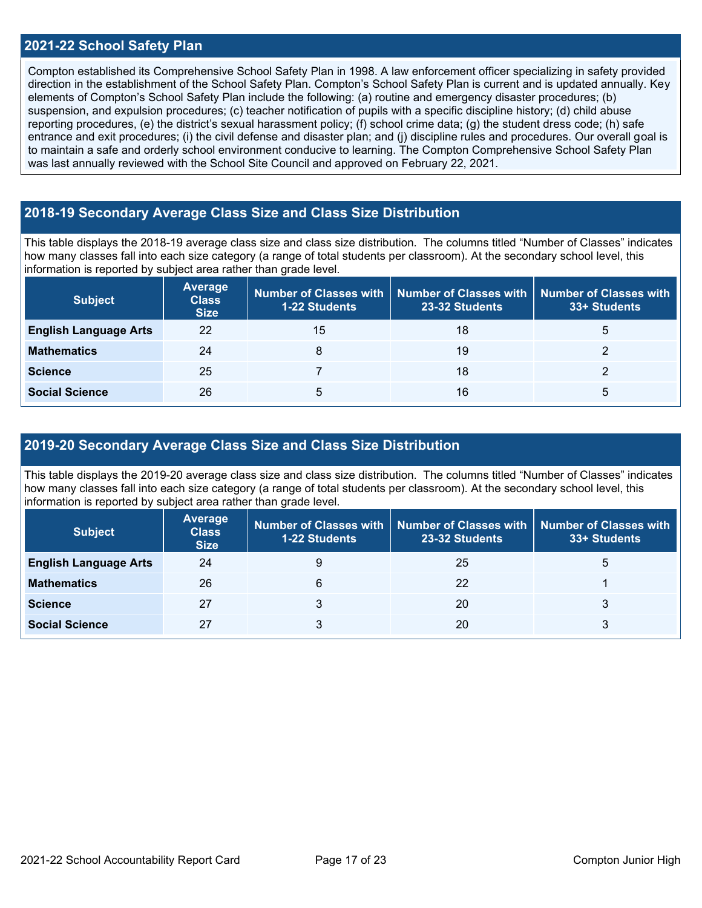## 2021-22 School Safety Plan

Compton established its Comprehensive School Safety Plan in 1998. A law enforcement officer specializing in safety provided direction in the establishment of the School Safety Plan. Compton's School Safety Plan is current and is updated annually. Key elements of Compton's School Safety Plan include the following: (a) routine and emergency disaster procedures; (b) suspension, and expulsion procedures; (c) teacher notification of pupils with a specific discipline history; (d) child abuse reporting procedures, (e) the district's sexual harassment policy; (f) school crime data; (g) the student dress code; (h) safe entrance and exit procedures; (i) the civil defense and disaster plan; and (j) discipline rules and procedures. Our overall goal is to maintain a safe and orderly school environment conducive to learning. The Compton Comprehensive School Safety Plan was last annually reviewed with the School Site Council and approved on February 22, 2021.

## 2018-19 Secondary Average Class Size and Class Size Distribution

This table displays the 2018-19 average class size and class size distribution. The columns titled "Number of Classes" indicates how many classes fall into each size category (a range of total students per classroom). At the secondary school level, this information is reported by subject area rather than grade level.

| Subject | Average Class Size | Number of Classes with 1-22 Students | Number of Classes with 23-32 Students | Number of Classes with 33+ Students |
|---|---|---|---|---|
| **English Language Arts** | 22 | 15 | 18 | 5 |
| **Mathematics** | 24 | 8 | 19 | 2 |
| **Science** | 25 | 7 | 18 | 2 |
| **Social Science** | 26 | 5 | 16 | 5 |

## 2019-20 Secondary Average Class Size and Class Size Distribution

This table displays the 2019-20 average class size and class size distribution. The columns titled "Number of Classes" indicates how many classes fall into each size category (a range of total students per classroom). At the secondary school level, this information is reported by subject area rather than grade level.

| Subject | Average Class Size | Number of Classes with 1-22 Students | Number of Classes with 23-32 Students | Number of Classes with 33+ Students |
|---|---|---|---|---|
| **English Language Arts** | 24 | 9 | 25 | 5 |
| **Mathematics** | 26 | 6 | 22 | 1 |
| **Science** | 27 | 3 | 20 | 3 |
| **Social Science** | 27 | 3 | 20 | 3 |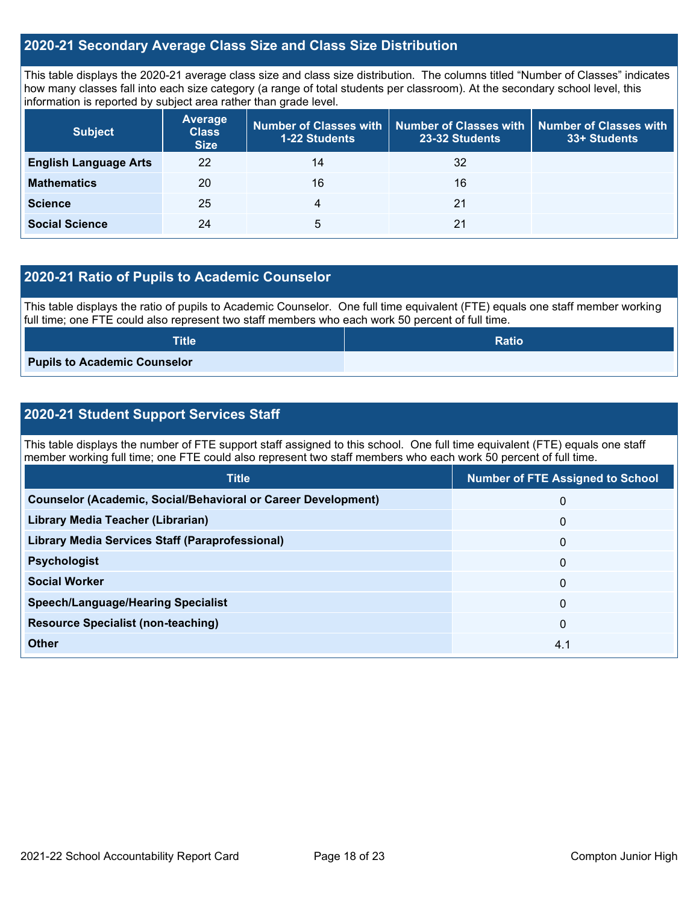## 2020-21 Secondary Average Class Size and Class Size Distribution

This table displays the 2020-21 average class size and class size distribution. The columns titled "Number of Classes" indicates how many classes fall into each size category (a range of total students per classroom). At the secondary school level, this information is reported by subject area rather than grade level.

| Subject | Average Class Size | Number of Classes with 1-22 Students | Number of Classes with 23-32 Students | Number of Classes with 33+ Students |
|---|---|---|---|---|
| **English Language Arts** | 22 | 14 | 32 | |
| **Mathematics** | 20 | 16 | 16 | |
| **Science** | 25 | 4 | 21 | |
| **Social Science** | 24 | 5 | 21 | |

## 2020-21 Ratio of Pupils to Academic Counselor

This table displays the ratio of pupils to Academic Counselor. One full time equivalent (FTE) equals one staff member working full time; one FTE could also represent two staff members who each work 50 percent of full time.

| Title | Ratio |
|---|---|
| **Pupils to Academic Counselor** | |

## 2020-21 Student Support Services Staff

This table displays the number of FTE support staff assigned to this school. One full time equivalent (FTE) equals one staff member working full time; one FTE could also represent two staff members who each work 50 percent of full time.

| Title | Number of FTE Assigned to School |
|---|---|
| **Counselor (Academic, Social/Behavioral or Career Development)** | 0 |
| **Library Media Teacher (Librarian)** | 0 |
| **Library Media Services Staff (Paraprofessional)** | 0 |
| **Psychologist** | 0 |
| **Social Worker** | 0 |
| **Speech/Language/Hearing Specialist** | 0 |
| **Resource Specialist (non-teaching)** | 0 |
| **Other** | 4.1 |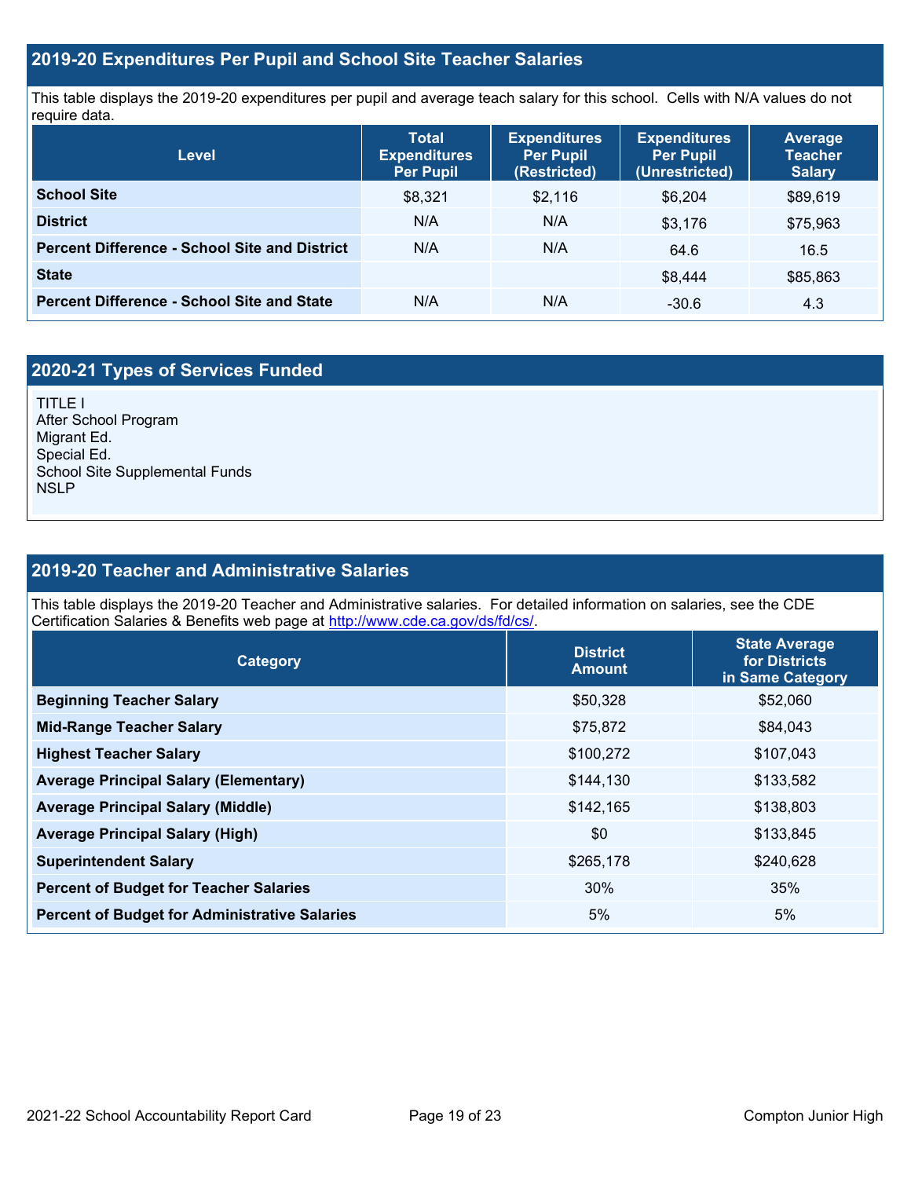## 2019-20 Expenditures Per Pupil and School Site Teacher Salaries

This table displays the 2019-20 expenditures per pupil and average teach salary for this school. Cells with N/A values do not require data.

| Level | Total Expenditures Per Pupil | Expenditures Per Pupil (Restricted) | Expenditures Per Pupil (Unrestricted) | Average Teacher Salary |
|---|---|---|---|---|
| **School Site** | $8,321 | $2,116 | $6,204 | $89,619 |
| **District** | N/A | N/A | $3,176 | $75,963 |
| **Percent Difference - School Site and District** | N/A | N/A | 64.6 | 16.5 |
| **State** | | | $8,444 | $85,863 |
| **Percent Difference - School Site and State** | N/A | N/A | -30.6 | 4.3 |

## 2020-21 Types of Services Funded

TITLE I
After School Program
Migrant Ed.
Special Ed.
School Site Supplemental Funds
NSLP

## 2019-20 Teacher and Administrative Salaries

This table displays the 2019-20 Teacher and Administrative salaries. For detailed information on salaries, see the CDE Certification Salaries & Benefits web page at http://www.cde.ca.gov/ds/fd/cs/.

| Category | District Amount | State Average for Districts in Same Category |
|---|---|---|
| **Beginning Teacher Salary** | $50,328 | $52,060 |
| **Mid-Range Teacher Salary** | $75,872 | $84,043 |
| **Highest Teacher Salary** | $100,272 | $107,043 |
| **Average Principal Salary (Elementary)** | $144,130 | $133,582 |
| **Average Principal Salary (Middle)** | $142,165 | $138,803 |
| **Average Principal Salary (High)** | $0 | $133,845 |
| **Superintendent Salary** | $265,178 | $240,628 |
| **Percent of Budget for Teacher Salaries** | 30% | 35% |
| **Percent of Budget for Administrative Salaries** | 5% | 5% |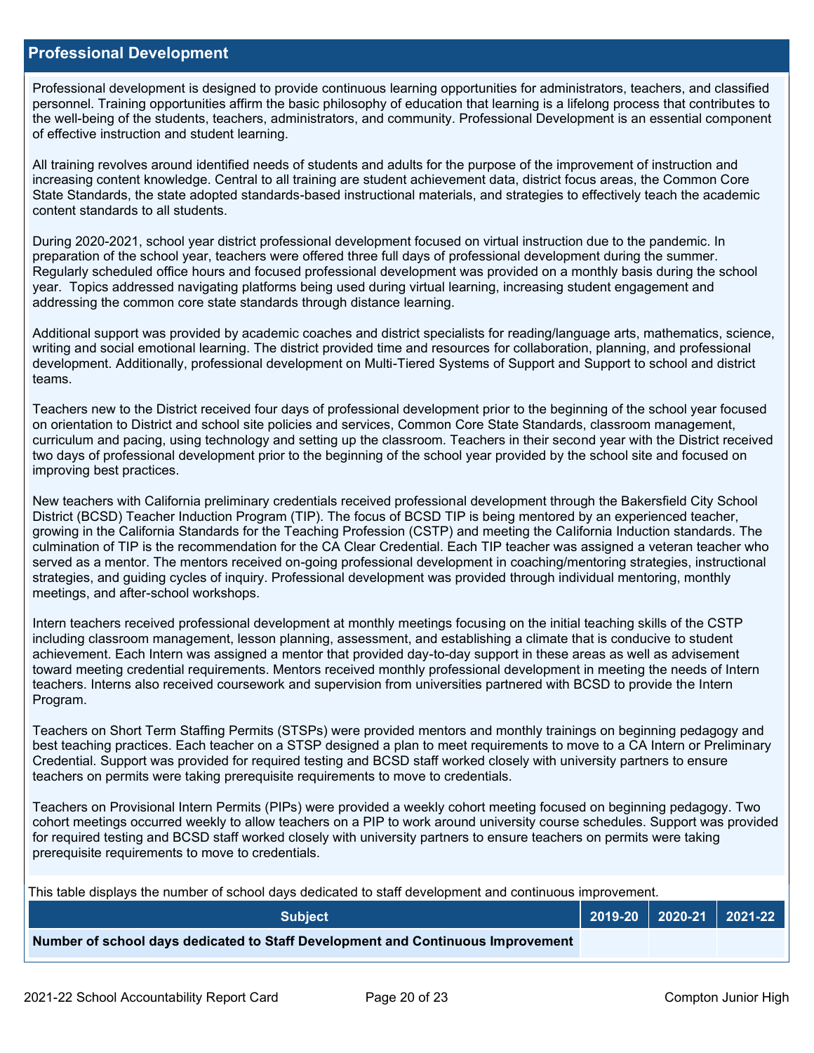## Professional Development

Professional development is designed to provide continuous learning opportunities for administrators, teachers, and classified personnel. Training opportunities affirm the basic philosophy of education that learning is a lifelong process that contributes to the well-being of the students, teachers, administrators, and community. Professional Development is an essential component of effective instruction and student learning.

All training revolves around identified needs of students and adults for the purpose of the improvement of instruction and increasing content knowledge. Central to all training are student achievement data, district focus areas, the Common Core State Standards, the state adopted standards-based instructional materials, and strategies to effectively teach the academic content standards to all students.

During 2020-2021, school year district professional development focused on virtual instruction due to the pandemic. In preparation of the school year, teachers were offered three full days of professional development during the summer. Regularly scheduled office hours and focused professional development was provided on a monthly basis during the school year. Topics addressed navigating platforms being used during virtual learning, increasing student engagement and addressing the common core state standards through distance learning.

Additional support was provided by academic coaches and district specialists for reading/language arts, mathematics, science, writing and social emotional learning. The district provided time and resources for collaboration, planning, and professional development. Additionally, professional development on Multi-Tiered Systems of Support and Support to school and district teams.

Teachers new to the District received four days of professional development prior to the beginning of the school year focused on orientation to District and school site policies and services, Common Core State Standards, classroom management, curriculum and pacing, using technology and setting up the classroom. Teachers in their second year with the District received two days of professional development prior to the beginning of the school year provided by the school site and focused on improving best practices.

New teachers with California preliminary credentials received professional development through the Bakersfield City School District (BCSD) Teacher Induction Program (TIP). The focus of BCSD TIP is being mentored by an experienced teacher, growing in the California Standards for the Teaching Profession (CSTP) and meeting the California Induction standards. The culmination of TIP is the recommendation for the CA Clear Credential. Each TIP teacher was assigned a veteran teacher who served as a mentor. The mentors received on-going professional development in coaching/mentoring strategies, instructional strategies, and guiding cycles of inquiry. Professional development was provided through individual mentoring, monthly meetings, and after-school workshops.

Intern teachers received professional development at monthly meetings focusing on the initial teaching skills of the CSTP including classroom management, lesson planning, assessment, and establishing a climate that is conducive to student achievement. Each Intern was assigned a mentor that provided day-to-day support in these areas as well as advisement toward meeting credential requirements. Mentors received monthly professional development in meeting the needs of Intern teachers. Interns also received coursework and supervision from universities partnered with BCSD to provide the Intern Program.

Teachers on Short Term Staffing Permits (STSPs) were provided mentors and monthly trainings on beginning pedagogy and best teaching practices. Each teacher on a STSP designed a plan to meet requirements to move to a CA Intern or Preliminary Credential. Support was provided for required testing and BCSD staff worked closely with university partners to ensure teachers on permits were taking prerequisite requirements to move to credentials.

Teachers on Provisional Intern Permits (PIPs) were provided a weekly cohort meeting focused on beginning pedagogy. Two cohort meetings occurred weekly to allow teachers on a PIP to work around university course schedules. Support was provided for required testing and BCSD staff worked closely with university partners to ensure teachers on permits were taking prerequisite requirements to move to credentials.

This table displays the number of school days dedicated to staff development and continuous improvement.

| Subject | 2019-20 | 2020-21 | 2021-22 |
|---|---|---|---|
| **Number of school days dedicated to Staff Development and Continuous Improvement** | | | |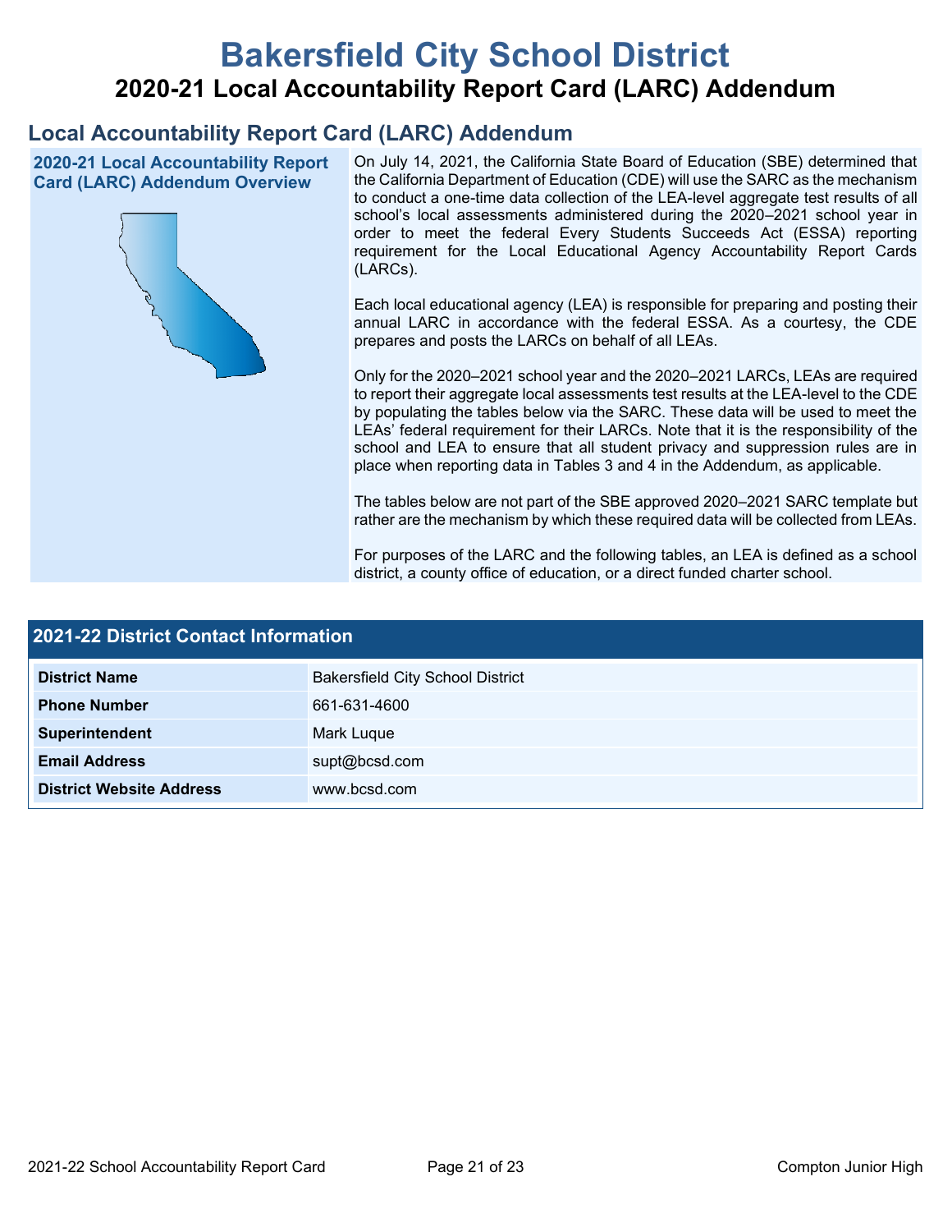# Bakersfield City School District

## 2020-21 Local Accountability Report Card (LARC) Addendum

## Local Accountability Report Card (LARC) Addendum

### 2020-21 Local Accountability Report Card (LARC) Addendum Overview

On July 14, 2021, the California State Board of Education (SBE) determined that the California Department of Education (CDE) will use the SARC as the mechanism to conduct a one-time data collection of the LEA-level aggregate test results of all school's local assessments administered during the 2020–2021 school year in order to meet the federal Every Students Succeeds Act (ESSA) reporting requirement for the Local Educational Agency Accountability Report Cards (LARCs).

Each local educational agency (LEA) is responsible for preparing and posting their annual LARC in accordance with the federal ESSA. As a courtesy, the CDE prepares and posts the LARCs on behalf of all LEAs.

Only for the 2020–2021 school year and the 2020–2021 LARCs, LEAs are required to report their aggregate local assessments test results at the LEA-level to the CDE by populating the tables below via the SARC. These data will be used to meet the LEAs' federal requirement for their LARCs. Note that it is the responsibility of the school and LEA to ensure that all student privacy and suppression rules are in place when reporting data in Tables 3 and 4 in the Addendum, as applicable.

The tables below are not part of the SBE approved 2020–2021 SARC template but rather are the mechanism by which these required data will be collected from LEAs.

For purposes of the LARC and the following tables, an LEA is defined as a school district, a county office of education, or a direct funded charter school.

### 2021-22 District Contact Information

| 2021-22 District Contact Information | |
|---|---|
| **District Name** | Bakersfield City School District |
| **Phone Number** | 661-631-4600 |
| **Superintendent** | Mark Luque |
| **Email Address** | supt@bcsd.com |
| **District Website Address** | www.bcsd.com |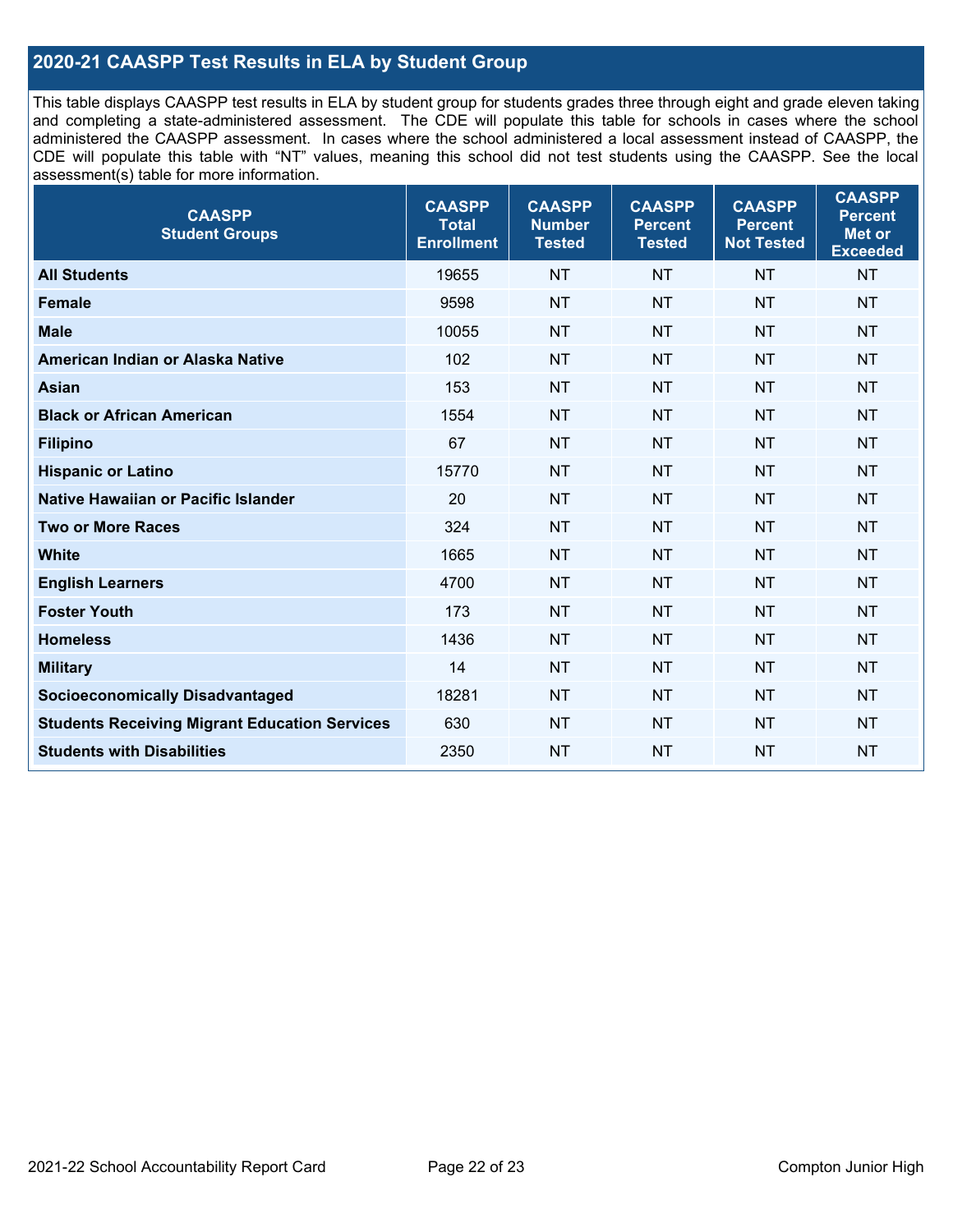## 2020-21 CAASPP Test Results in ELA by Student Group

This table displays CAASPP test results in ELA by student group for students grades three through eight and grade eleven taking and completing a state-administered assessment. The CDE will populate this table for schools in cases where the school administered the CAASPP assessment. In cases where the school administered a local assessment instead of CAASPP, the CDE will populate this table with "NT" values, meaning this school did not test students using the CAASPP. See the local assessment(s) table for more information.

| CAASPP Student Groups | CAASPP Total Enrollment | CAASPP Number Tested | CAASPP Percent Tested | CAASPP Percent Not Tested | CAASPP Percent Met or Exceeded |
|---|---|---|---|---|---|
| **All Students** | 19655 | NT | NT | NT | NT |
| **Female** | 9598 | NT | NT | NT | NT |
| **Male** | 10055 | NT | NT | NT | NT |
| **American Indian or Alaska Native** | 102 | NT | NT | NT | NT |
| **Asian** | 153 | NT | NT | NT | NT |
| **Black or African American** | 1554 | NT | NT | NT | NT |
| **Filipino** | 67 | NT | NT | NT | NT |
| **Hispanic or Latino** | 15770 | NT | NT | NT | NT |
| **Native Hawaiian or Pacific Islander** | 20 | NT | NT | NT | NT |
| **Two or More Races** | 324 | NT | NT | NT | NT |
| **White** | 1665 | NT | NT | NT | NT |
| **English Learners** | 4700 | NT | NT | NT | NT |
| **Foster Youth** | 173 | NT | NT | NT | NT |
| **Homeless** | 1436 | NT | NT | NT | NT |
| **Military** | 14 | NT | NT | NT | NT |
| **Socioeconomically Disadvantaged** | 18281 | NT | NT | NT | NT |
| **Students Receiving Migrant Education Services** | 630 | NT | NT | NT | NT |
| **Students with Disabilities** | 2350 | NT | NT | NT | NT |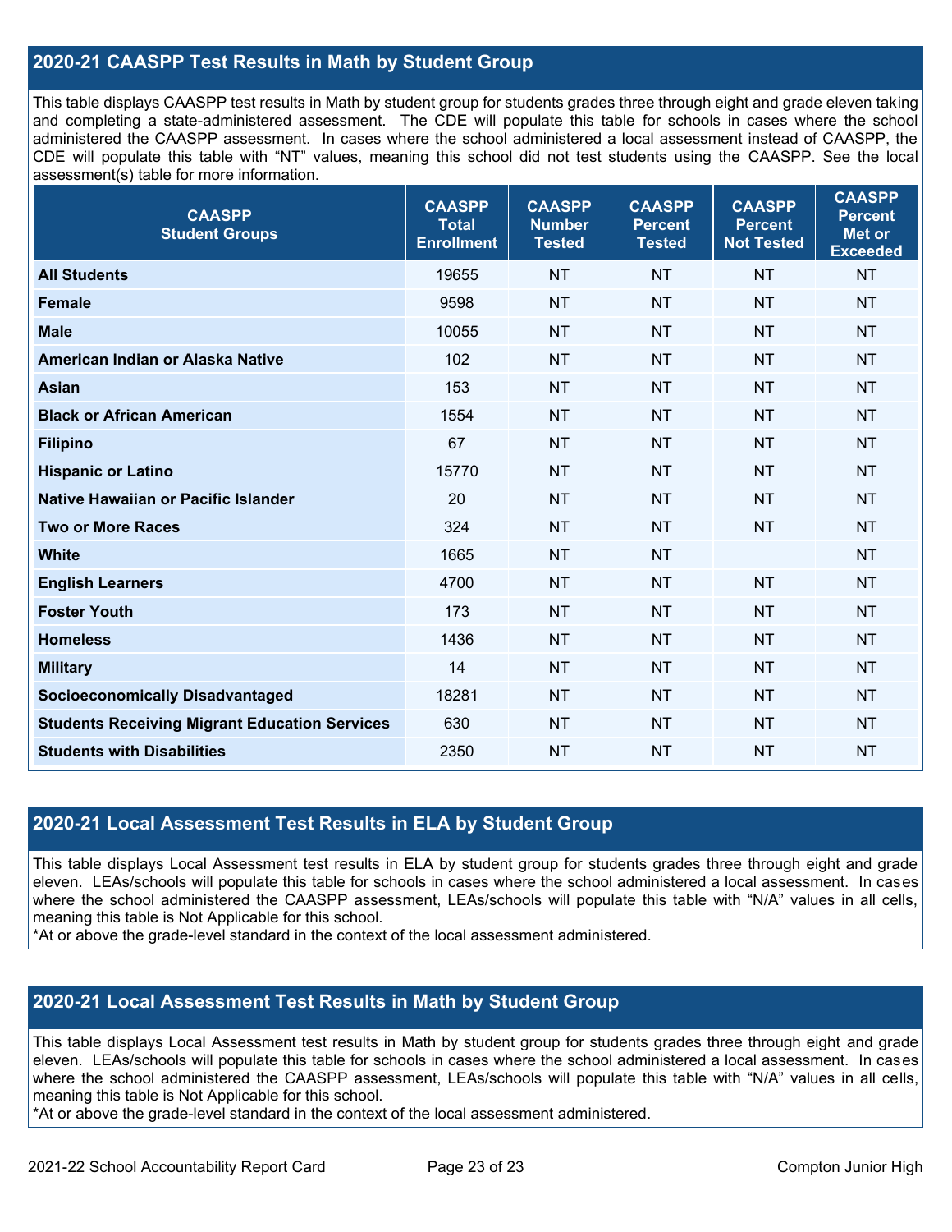## 2020-21 CAASPP Test Results in Math by Student Group

This table displays CAASPP test results in Math by student group for students grades three through eight and grade eleven taking and completing a state-administered assessment. The CDE will populate this table for schools in cases where the school administered the CAASPP assessment. In cases where the school administered a local assessment instead of CAASPP, the CDE will populate this table with "NT" values, meaning this school did not test students using the CAASPP. See the local assessment(s) table for more information.

| CAASPP Student Groups | CAASPP Total Enrollment | CAASPP Number Tested | CAASPP Percent Tested | CAASPP Percent Not Tested | CAASPP Percent Met or Exceeded |
|---|---|---|---|---|---|
| All Students | 19655 | NT | NT | NT | NT |
| Female | 9598 | NT | NT | NT | NT |
| Male | 10055 | NT | NT | NT | NT |
| American Indian or Alaska Native | 102 | NT | NT | NT | NT |
| Asian | 153 | NT | NT | NT | NT |
| Black or African American | 1554 | NT | NT | NT | NT |
| Filipino | 67 | NT | NT | NT | NT |
| Hispanic or Latino | 15770 | NT | NT | NT | NT |
| Native Hawaiian or Pacific Islander | 20 | NT | NT | NT | NT |
| Two or More Races | 324 | NT | NT | NT | NT |
| White | 1665 | NT | NT | | NT |
| English Learners | 4700 | NT | NT | NT | NT |
| Foster Youth | 173 | NT | NT | NT | NT |
| Homeless | 1436 | NT | NT | NT | NT |
| Military | 14 | NT | NT | NT | NT |
| Socioeconomically Disadvantaged | 18281 | NT | NT | NT | NT |
| Students Receiving Migrant Education Services | 630 | NT | NT | NT | NT |
| Students with Disabilities | 2350 | NT | NT | NT | NT |

## 2020-21 Local Assessment Test Results in ELA by Student Group

This table displays Local Assessment test results in ELA by student group for students grades three through eight and grade eleven. LEAs/schools will populate this table for schools in cases where the school administered a local assessment. In cases where the school administered the CAASPP assessment, LEAs/schools will populate this table with "N/A" values in all cells, meaning this table is Not Applicable for this school.

*At or above the grade-level standard in the context of the local assessment administered.

## 2020-21 Local Assessment Test Results in Math by Student Group

This table displays Local Assessment test results in Math by student group for students grades three through eight and grade eleven. LEAs/schools will populate this table for schools in cases where the school administered a local assessment. In cases where the school administered the CAASPP assessment, LEAs/schools will populate this table with "N/A" values in all cells, meaning this table is Not Applicable for this school.

*At or above the grade-level standard in the context of the local assessment administered.